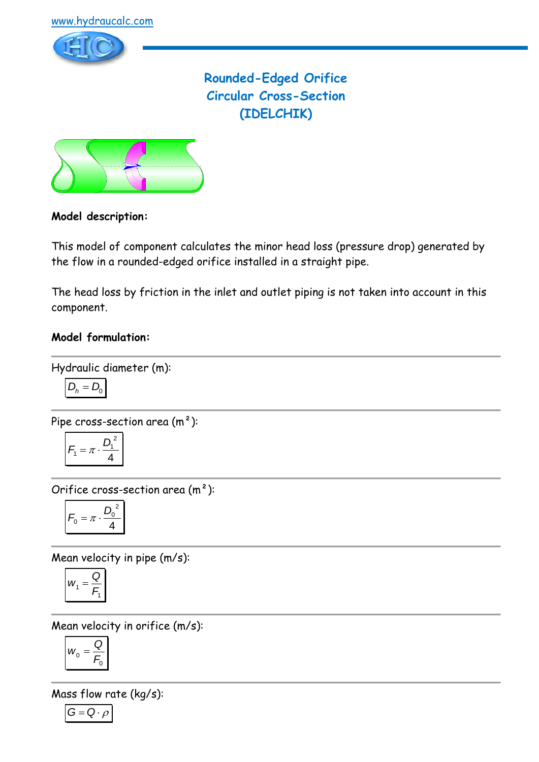www.hydraucalc.com

# Rounded-Edged Orifice Circular Cross-Section (IDELCHIK)

**Model description:**

This model of component calculates the minor head loss (pressure drop) generated by the flow in a rounded-edged orifice installed in a straight pipe.

The head loss by friction in the inlet and outlet piping is not taken into account in this component.

**Model formulation:**

Hydraulic diameter (m):

$$D_h = D_0$$

Pipe cross-section area (m²):

$$F_1 = \pi \cdot \frac{D_1^2}{4}$$

Orifice cross-section area (m²):

$$F_0 = \pi \cdot \frac{D_0^2}{4}$$

Mean velocity in pipe (m/s):

$$w_1 = \frac{Q}{F_1}$$

Mean velocity in orifice (m/s):

$$w_0 = \frac{Q}{F_0}$$

Mass flow rate (kg/s):

$$G = Q \cdot \rho$$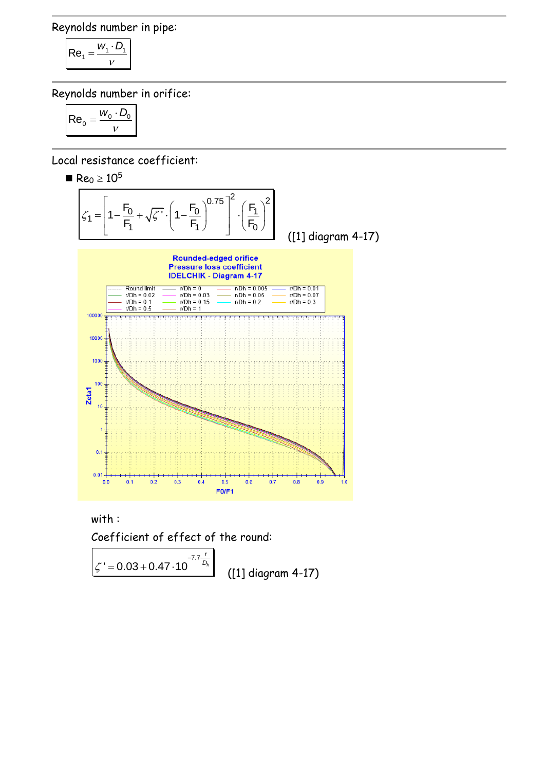Reynolds number in pipe:

$$Re_1 = \frac{w_1 \cdot D_1}{\nu}$$

Reynolds number in orifice:

$$Re_0 = \frac{w_0 \cdot D_0}{\nu}$$

Local resistance coefficient:

- $Re_0 \geq 10^5$

$$\zeta_1 = \left[1 - \frac{F_0}{F_1} + \sqrt{\zeta'} \cdot \left(1 - \frac{F_0}{F_1}\right)^{0.75}\right]^2 \cdot \left(\frac{F_1}{F_0}\right)^2$$

([1] diagram 4-17)

with :

Coefficient of effect of the round:

$$\zeta' = 0.03 + 0.47 \cdot 10^{-7.7 \cdot \frac{r}{D_h}}$$

([1] diagram 4-17)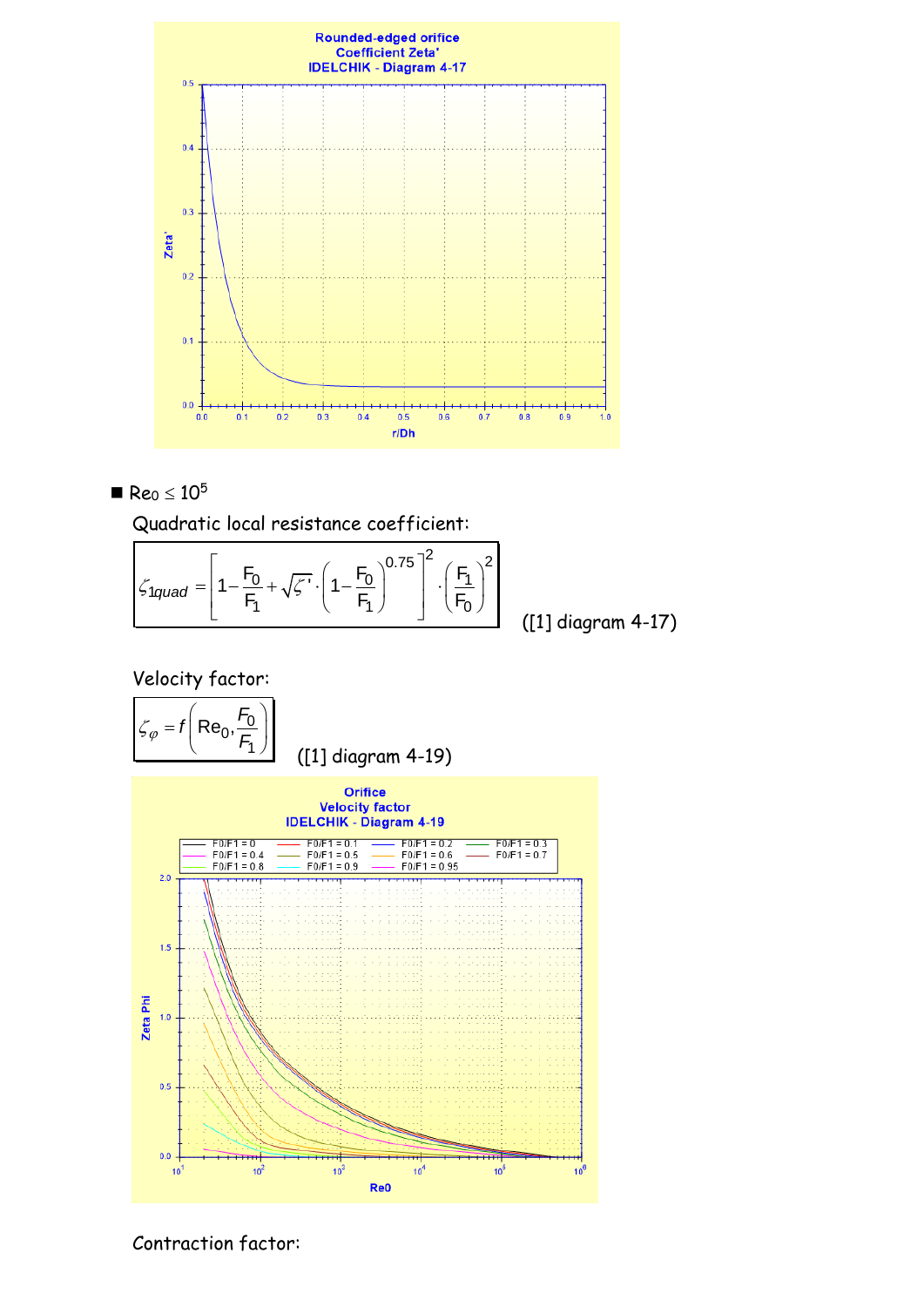- $Re_0 \leq 10^5$

Quadratic local resistance coefficient:

$$\zeta_{1quad} = \left[1 - \frac{F_0}{F_1} + \sqrt{\zeta'} \cdot \left(1 - \frac{F_0}{F_1}\right)^{0.75}\right]^2 \cdot \left(\frac{F_1}{F_0}\right)^2$$

([1] diagram 4-17)

Velocity factor:

$$\zeta_\varphi = f\left(Re_0, \frac{F_0}{F_1}\right)$$

([1] diagram 4-19)

Contraction factor: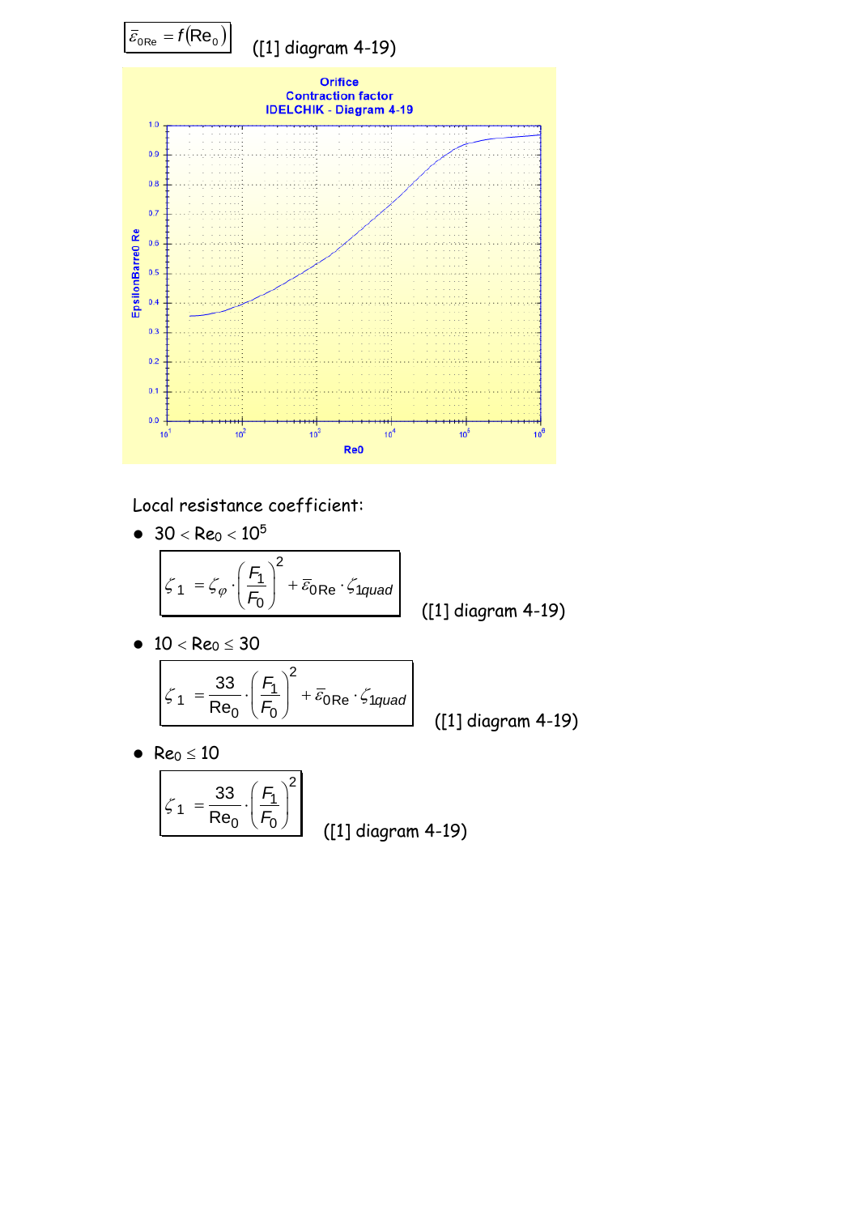$\bar{\varepsilon}_{0\mathrm{Re}} = f(\mathrm{Re}_0)$ ([1] diagram 4-19)

Orifice
Contraction factor
IDELCHIK - Diagram 4-19

Local resistance coefficient:

- $30 < \mathrm{Re}_0 < 10^5$

$$\zeta_1 = \zeta_\varphi \cdot \left(\frac{F_1}{F_0}\right)^2 + \bar{\varepsilon}_{0\mathrm{Re}} \cdot \zeta_{1quad}$$

([1] diagram 4-19)

- $10 < \mathrm{Re}_0 \leq 30$

$$\zeta_1 = \frac{33}{\mathrm{Re}_0} \cdot \left(\frac{F_1}{F_0}\right)^2 + \bar{\varepsilon}_{0\mathrm{Re}} \cdot \zeta_{1quad}$$

([1] diagram 4-19)

- $\mathrm{Re}_0 \leq 10$

$$\zeta_1 = \frac{33}{\mathrm{Re}_0} \cdot \left(\frac{F_1}{F_0}\right)^2$$

([1] diagram 4-19)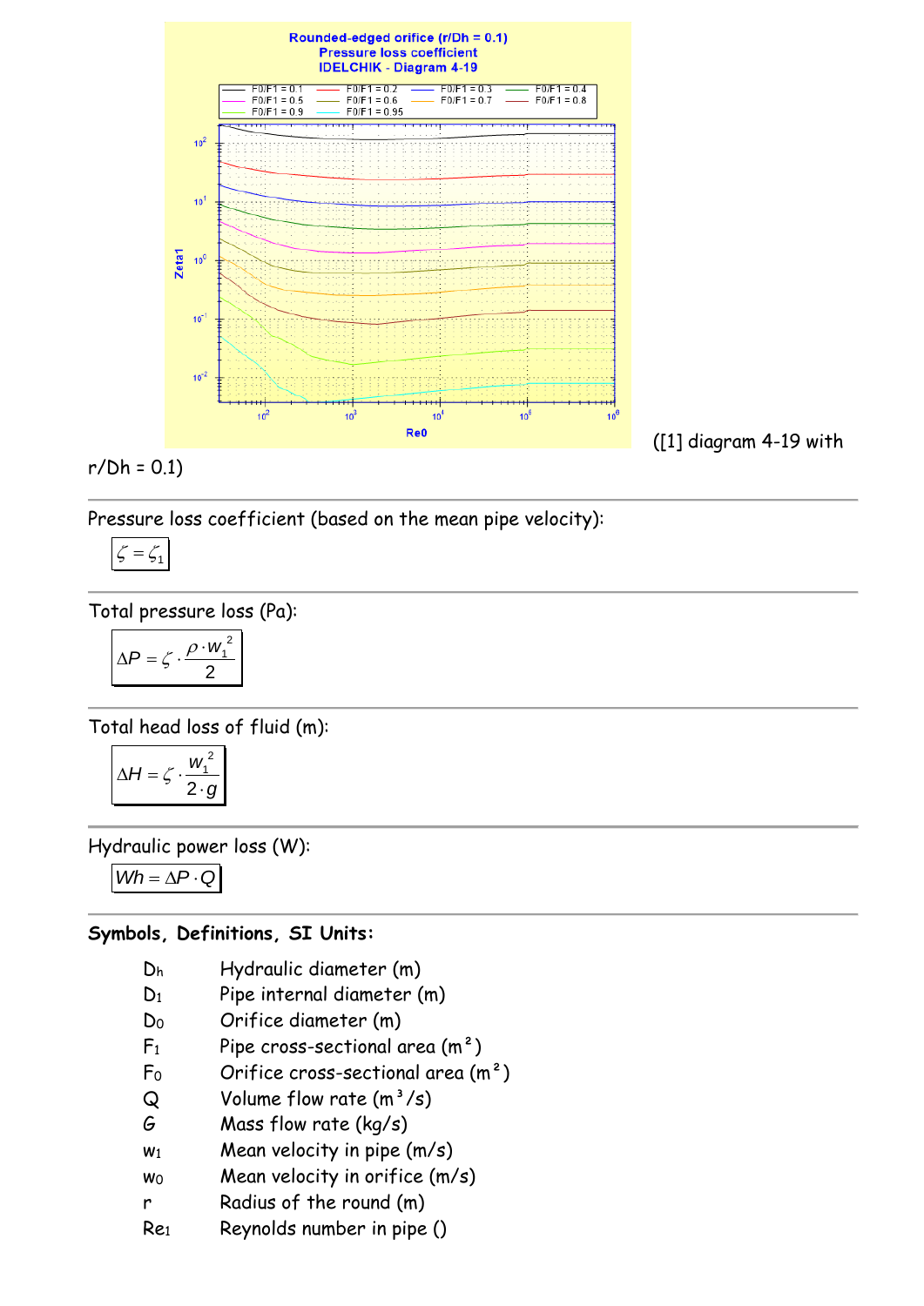([1] diagram 4-19 with r/Dh = 0.1)

Pressure loss coefficient (based on the mean pipe velocity):

$$\zeta = \zeta_1$$

Total pressure loss (Pa):

$$\Delta P = \zeta \cdot \frac{\rho \cdot w_1^2}{2}$$

Total head loss of fluid (m):

$$\Delta H = \zeta \cdot \frac{w_1^2}{2 \cdot g}$$

Hydraulic power loss (W):

$$Wh = \Delta P \cdot Q$$

**Symbols, Definitions, SI Units:**

- $D_h$ Hydraulic diameter (m)
- $D_1$ Pipe internal diameter (m)
- $D_0$ Orifice diameter (m)
- $F_1$ Pipe cross-sectional area (m²)
- $F_0$ Orifice cross-sectional area (m²)
- $Q$ Volume flow rate (m³/s)
- $G$ Mass flow rate (kg/s)
- $w_1$ Mean velocity in pipe (m/s)
- $w_0$ Mean velocity in orifice (m/s)
- $r$ Radius of the round (m)
- $Re_1$ Reynolds number in pipe ()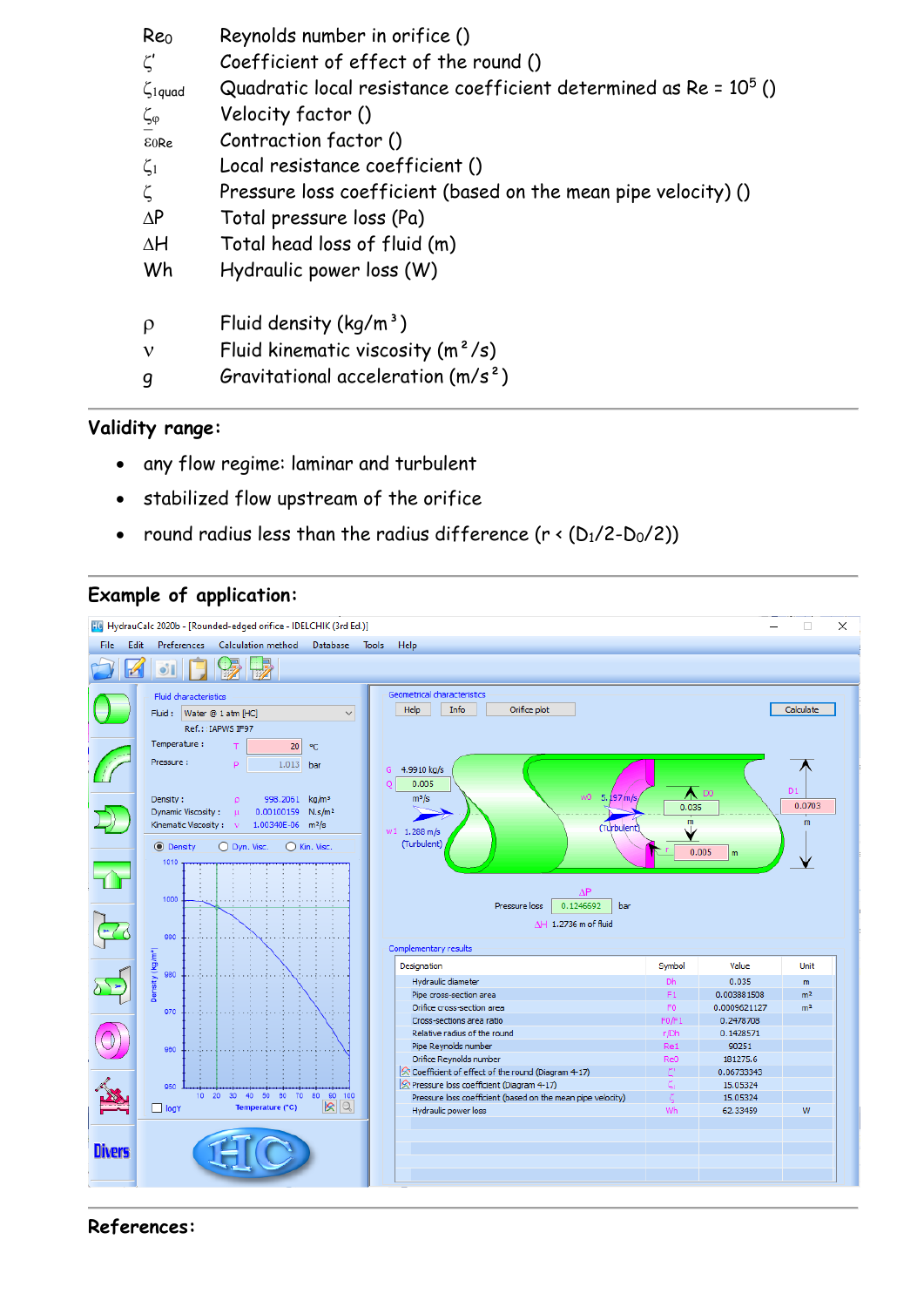| | |
|---|---|
| $Re_0$ | Reynolds number in orifice () |
| $\zeta'$ | Coefficient of effect of the round () |
| $\zeta_{1quad}$ | Quadratic local resistance coefficient determined as Re = $10^5$ () |
| $\zeta_\varphi$ | Velocity factor () |
| $\varepsilon_{0Re}$ | Contraction factor () |
| $\zeta_1$ | Local resistance coefficient () |
| $\zeta$ | Pressure loss coefficient (based on the mean pipe velocity) () |
| $\Delta P$ | Total pressure loss (Pa) |
| $\Delta H$ | Total head loss of fluid (m) |
| Wh | Hydraulic power loss (W) |
| | |
| $\rho$ | Fluid density ($kg/m^3$) |
| $\nu$ | Fluid kinematic viscosity ($m^2/s$) |
| g | Gravitational acceleration ($m/s^2$) |

## Validity range:

- any flow regime: laminar and turbulent
- stabilized flow upstream of the orifice
- round radius less than the radius difference ($r < (D_1/2 - D_0/2)$)

## Example of application:

HydrauCalc 2020b - [Rounded-edged orifice - IDELCHIK (3rd Ed.)]

Fluid characteristics

Fluid : Water @ 1 atm [HC]

Ref.: IAPWS IF97

Temperature : T 20 °C

Pressure : P 1.013 bar

Density : ρ 998.2061 kg/m³

Dynamic Viscosity : μ 0.00100159 N.s/m²

Kinematic Viscosity : ν 1.00340E-06 m²/s

Geometrical characteristics

G 4.9910 kg/s

Q 0.005 m³/s

w0 5.197 m/s (Turbulent)

w1 1.288 m/s (Turbulent)

D0 0.035 m

D1 0.0703 m

r 0.005 m

ΔP Pressure loss 0.1246592 bar

ΔH 1.2736 m of fluid

Complementary results

| Designation | Symbol | Value | Unit |
|---|---|---|---|
| Hydraulic diameter | Dh | 0.035 | m |
| Pipe cross-section area | F1 | 0.003881508 | m² |
| Orifice cross-section area | F0 | 0.0009621127 | m² |
| Cross-sections area ratio | F0/F1 | 0.2478708 | |
| Relative radius of the round | r/Dh | 0.1428571 | |
| Pipe Reynolds number | Re1 | 90251 | |
| Orifice Reynolds number | Re0 | 181275.6 | |
| Coefficient of effect of the round (Diagram 4-17) | ζ' | 0.06733343 | |
| Pressure loss coefficient (Diagram 4-17) | ζ | 15.05324 | |
| Pressure loss coefficient (based on the mean pipe velocity) | ζ | 15.05324 | |
| Hydraulic power loss | Wh | 62.33459 | W |

## References: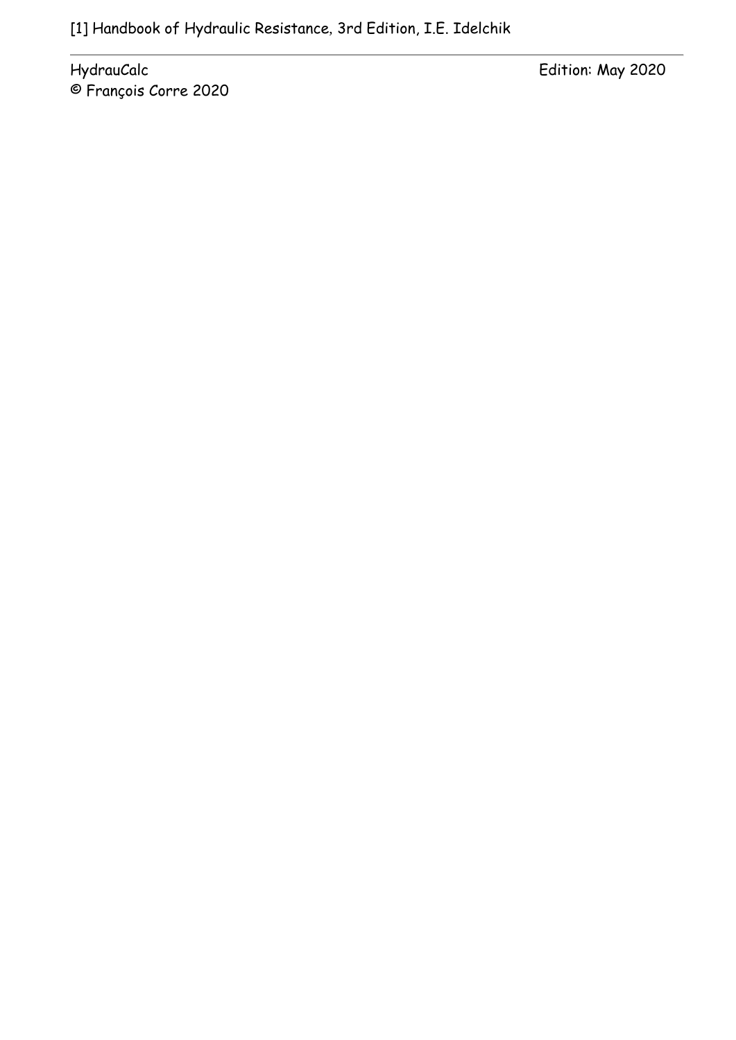[1] Handbook of Hydraulic Resistance, 3rd Edition, I.E. Idelchik

---

HydrauCalc
© François Corre 2020

Edition: May 2020